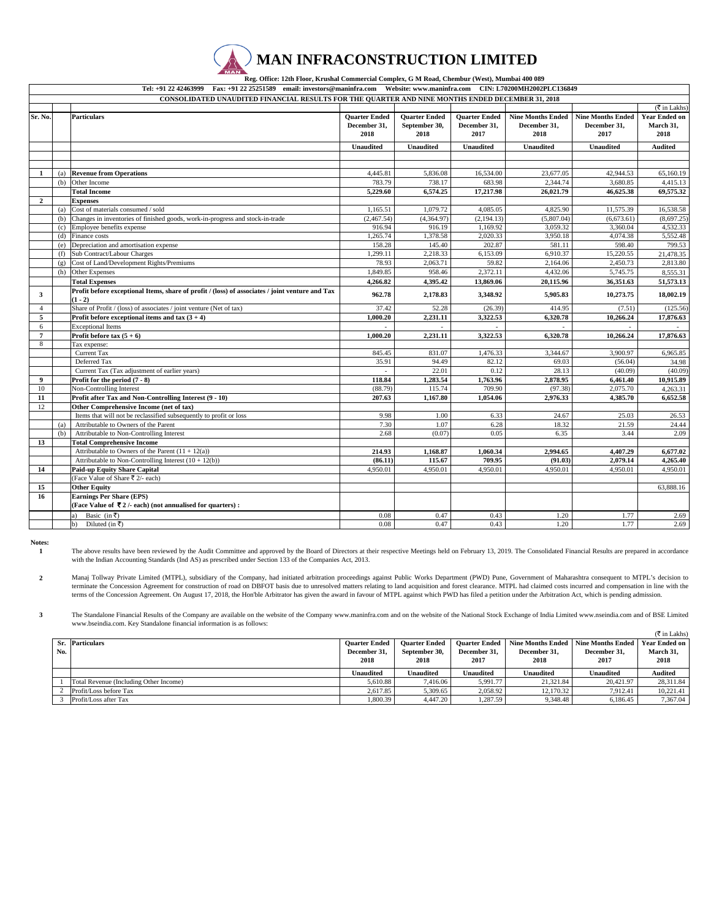# MAN INFRACONSTRUCTION LIMITED

**Reg. Office: 12th Floor, Krushal Commercial Complex, G M Road, Chembur (West), Mumbai 400 089**

**Tel: +91 22 42463999 Fax: +91 22 25251589 email: investors@maninfra.com Website: www.maninfra.com CIN: L70200MH2002PLC136849**

**CONSOLIDATED UNAUDITED FINANCIAL RESULTS FOR THE QUARTER AND NINE MONTHS ENDED DECEMBER 31, 2018**

(₹ in Lakhs)

| Sr. No. | | Particulars | Quarter Ended December 31, 2018 | Quarter Ended September 30, 2018 | Quarter Ended December 31, 2017 | Nine Months Ended December 31, 2018 | Nine Months Ended December 31, 2017 | Year Ended on March 31, 2018 |
|---|---|---|---|---|---|---|---|---|
| | | | Unaudited | Unaudited | Unaudited | Unaudited | Unaudited | Audited |
| 1 | (a) | **Revenue from Operations** | 4,445.81 | 5,836.08 | 16,534.00 | 23,677.05 | 42,944.53 | 65,160.19 |
| | (b) | Other Income | 783.79 | 738.17 | 683.98 | 2,344.74 | 3,680.85 | 4,415.13 |
| | | **Total Income** | **5,229.60** | **6,574.25** | **17,217.98** | **26,021.79** | **46,625.38** | **69,575.32** |
| 2 | | **Expenses** | | | | | | |
| | (a) | Cost of materials consumed / sold | 1,165.51 | 1,079.72 | 4,085.05 | 4,825.90 | 11,575.39 | 16,538.58 |
| | (b) | Changes in inventories of finished goods, work-in-progress and stock-in-trade | (2,467.54) | (4,364.97) | (2,194.13) | (5,807.04) | (6,673.61) | (8,697.25) |
| | (c) | Employee benefits expense | 916.94 | 916.19 | 1,169.92 | 3,059.32 | 3,360.04 | 4,532.33 |
| | (d) | Finance costs | 1,265.74 | 1,378.58 | 2,020.33 | 3,950.18 | 4,074.38 | 5,552.48 |
| | (e) | Depreciation and amortisation expense | 158.28 | 145.40 | 202.87 | 581.11 | 598.40 | 799.53 |
| | (f) | Sub Contract/Labour Charges | 1,299.11 | 2,218.33 | 6,153.09 | 6,910.37 | 15,220.55 | 21,478.35 |
| | (g) | Cost of Land/Development Rights/Premiums | 78.93 | 2,063.71 | 59.82 | 2,164.06 | 2,450.73 | 2,813.80 |
| | (h) | Other Expenses | 1,849.85 | 958.46 | 2,372.11 | 4,432.06 | 5,745.75 | 8,555.31 |
| | | **Total Expenses** | **4,266.82** | **4,395.42** | **13,869.06** | **20,115.96** | **36,351.63** | **51,573.13** |
| 3 | | **Profit before exceptional Items, share of profit / (loss) of associates / joint venture and Tax (1 - 2)** | **962.78** | **2,178.83** | **3,348.92** | **5,905.83** | **10,273.75** | **18,002.19** |
| 4 | | Share of Profit / (loss) of associates / joint venture (Net of tax) | 37.42 | 52.28 | (26.39) | 414.95 | (7.51) | (125.56) |
| 5 | | **Profit before exceptional items and tax (3 + 4)** | **1,000.20** | **2,231.11** | **3,322.53** | **6,320.78** | **10,266.24** | **17,876.63** |
| 6 | | Exceptional Items | - | - | - | - | - | - |
| 7 | | **Profit before tax (5 + 6)** | **1,000.20** | **2,231.11** | **3,322.53** | **6,320.78** | **10,266.24** | **17,876.63** |
| 8 | | Tax expense: | | | | | | |
| | | Current Tax | 845.45 | 831.07 | 1,476.33 | 3,344.67 | 3,900.97 | 6,965.85 |
| | | Deferred Tax | 35.91 | 94.49 | 82.12 | 69.03 | (56.04) | 34.98 |
| | | Current Tax (Tax adjustment of earlier years) | - | 22.01 | 0.12 | 28.13 | (40.09) | (40.09) |
| 9 | | **Profit for the period (7 - 8)** | **118.84** | **1,283.54** | **1,763.96** | **2,878.95** | **6,461.40** | **10,915.89** |
| 10 | | Non-Controlling Interest | (88.79) | 115.74 | 709.90 | (97.38) | 2,075.70 | 4,263.31 |
| 11 | | **Profit after Tax and Non-Controlling Interest (9 - 10)** | **207.63** | **1,167.80** | **1,054.06** | **2,976.33** | **4,385.70** | **6,652.58** |
| 12 | | **Other Comprehensive Income (net of tax)** | | | | | | |
| | | Items that will not be reclassified subsequently to profit or loss | 9.98 | 1.00 | 6.33 | 24.67 | 25.03 | 26.53 |
| | (a) | Attributable to Owners of the Parent | 7.30 | 1.07 | 6.28 | 18.32 | 21.59 | 24.44 |
| | (b) | Attributable to Non-Controlling Interest | 2.68 | (0.07) | 0.05 | 6.35 | 3.44 | 2.09 |
| 13 | | **Total Comprehensive Income** | | | | | | |
| | | Attributable to Owners of the Parent (11 + 12(a)) | **214.93** | **1,168.87** | **1,060.34** | **2,994.65** | **4,407.29** | **6,677.02** |
| | | Attributable to Non-Controlling Interest (10 + 12(b)) | **(86.11)** | **115.67** | **709.95** | **(91.03)** | **2,079.14** | **4,265.40** |
| 14 | | **Paid-up Equity Share Capital** | 4,950.01 | 4,950.01 | 4,950.01 | 4,950.01 | 4,950.01 | 4,950.01 |
| | | (Face Value of Share ₹ 2/- each) | | | | | | |
| 15 | | **Other Equity** | | | | | | 63,888.16 |
| 16 | | **Earnings Per Share (EPS)** **(Face Value of ₹ 2 /- each) (not annualised for quarters) :** | | | | | | |
| | | a) Basic (in ₹) | 0.08 | 0.47 | 0.43 | 1.20 | 1.77 | 2.69 |
| | | b) Diluted (in ₹) | 0.08 | 0.47 | 0.43 | 1.20 | 1.77 | 2.69 |

**Notes:**

1. The above results have been reviewed by the Audit Committee and approved by the Board of Directors at their respective Meetings held on February 13, 2019. The Consolidated Financial Results are prepared in accordance with the Indian Accounting Standards (Ind AS) as prescribed under Section 133 of the Companies Act, 2013.

2. Manaj Tollway Private Limited (MTPL), subsidiary of the Company, had initiated arbitration proceedings against Public Works Department (PWD) Pune, Government of Maharashtra consequent to MTPL's decision to terminate the Concession Agreement for construction of road on DBFOT basis due to unresolved matters relating to land acquisition and forest clearance. MTPL has claimed costs incurred and compensation in line with the terms of the Concession Agreement. On August 17, 2018, the Hon'ble Arbitrator has given the award in favour of MTPL against which PWD has filed a petition under the Arbitration Act, which is pending admission.

3. The Standalone Financial Results of the Company are available on the website of the Company www.maninfra.com and on the website of the National Stock Exchange of India Limited www.nseindia.com and of BSE Limited www.bseindia.com. Key Standalone financial information is as follows:

(₹ in Lakhs)

| Sr. No. | Particulars | Quarter Ended December 31, 2018 | Quarter Ended September 30, 2018 | Quarter Ended December 31, 2017 | Nine Months Ended December 31, 2018 | Nine Months Ended December 31, 2017 | Year Ended on March 31, 2018 |
|---|---|---|---|---|---|---|---|
| | | Unaudited | Unaudited | Unaudited | Unaudited | Unaudited | Audited |
| 1 | Total Revenue (Including Other Income) | 5,610.88 | 7,416.06 | 5,991.77 | 21,321.84 | 20,421.97 | 28,311.84 |
| 2 | Profit/Loss before Tax | 2,617.85 | 5,309.65 | 2,058.92 | 12,170.32 | 7,912.41 | 10,221.41 |
| 3 | Profit/Loss after Tax | 1,800.39 | 4,447.20 | 1,287.59 | 9,348.48 | 6,186.45 | 7,367.04 |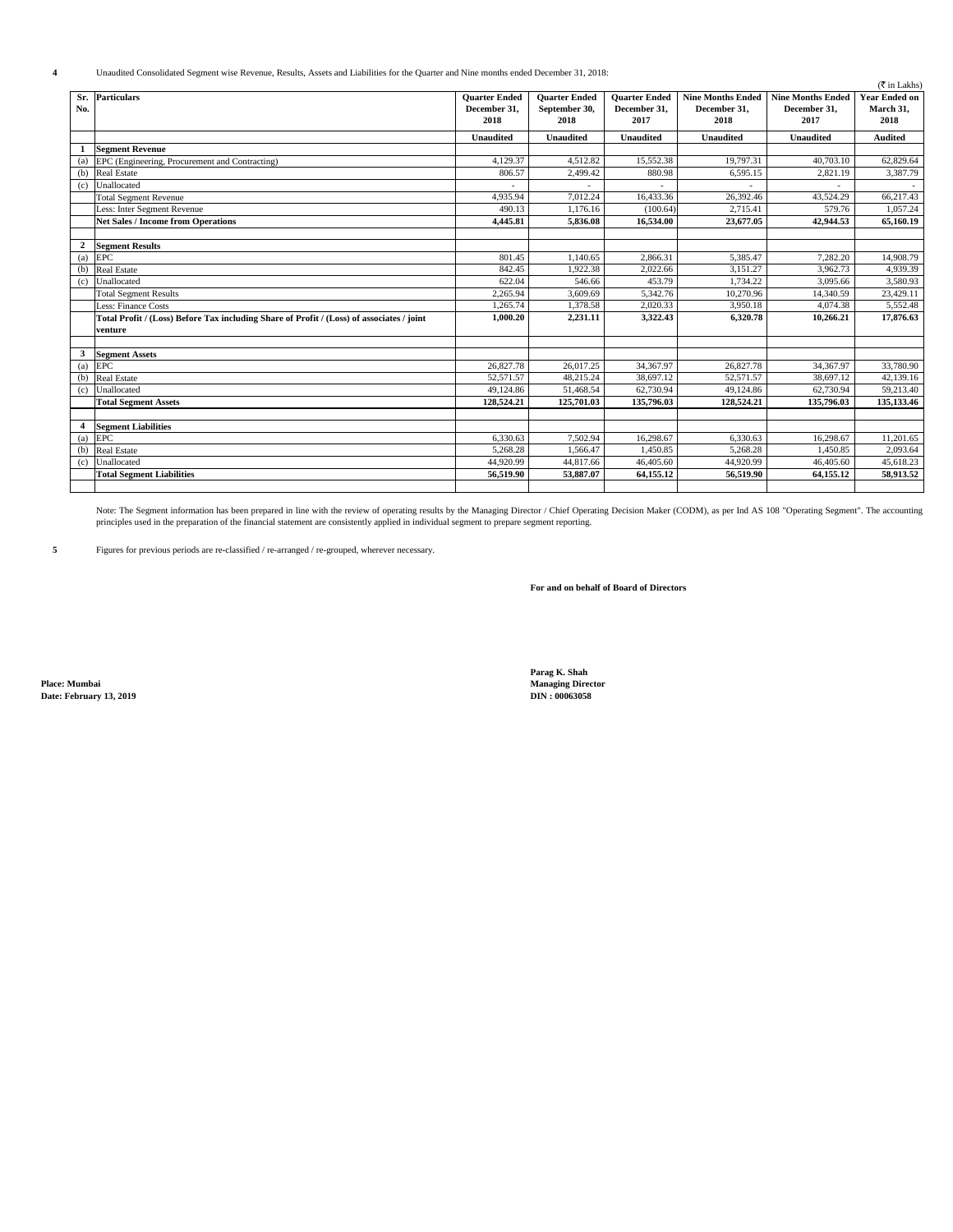**4** Unaudited Consolidated Segment wise Revenue, Results, Assets and Liabilities for the Quarter and Nine months ended December 31, 2018:

(₹ in Lakhs)

| Sr. No. | Particulars | Quarter Ended December 31, 2018 | Quarter Ended September 30, 2018 | Quarter Ended December 31, 2017 | Nine Months Ended December 31, 2018 | Nine Months Ended December 31, 2017 | Year Ended on March 31, 2018 |
|---|---|---|---|---|---|---|---|
| | | **Unaudited** | **Unaudited** | **Unaudited** | **Unaudited** | **Unaudited** | **Audited** |
| **1** | **Segment Revenue** | | | | | | |
| (a) | EPC (Engineering, Procurement and Contracting) | 4,129.37 | 4,512.82 | 15,552.38 | 19,797.31 | 40,703.10 | 62,829.64 |
| (b) | Real Estate | 806.57 | 2,499.42 | 880.98 | 6,595.15 | 2,821.19 | 3,387.79 |
| (c) | Unallocated | - | - | - | - | - | - |
| | Total Segment Revenue | 4,935.94 | 7,012.24 | 16,433.36 | 26,392.46 | 43,524.29 | 66,217.43 |
| | Less: Inter Segment Revenue | 490.13 | 1,176.16 | (100.64) | 2,715.41 | 579.76 | 1,057.24 |
| | **Net Sales / Income from Operations** | **4,445.81** | **5,836.08** | **16,534.00** | **23,677.05** | **42,944.53** | **65,160.19** |
| | | | | | | | |
| **2** | **Segment Results** | | | | | | |
| (a) | EPC | 801.45 | 1,140.65 | 2,866.31 | 5,385.47 | 7,282.20 | 14,908.79 |
| (b) | Real Estate | 842.45 | 1,922.38 | 2,022.66 | 3,151.27 | 3,962.73 | 4,939.39 |
| (c) | Unallocated | 622.04 | 546.66 | 453.79 | 1,734.22 | 3,095.66 | 3,580.93 |
| | Total Segment Results | 2,265.94 | 3,609.69 | 5,342.76 | 10,270.96 | 14,340.59 | 23,429.11 |
| | Less: Finance Costs | 1,265.74 | 1,378.58 | 2,020.33 | 3,950.18 | 4,074.38 | 5,552.48 |
| | **Total Profit / (Loss) Before Tax including Share of Profit / (Loss) of associates / joint venture** | **1,000.20** | **2,231.11** | **3,322.43** | **6,320.78** | **10,266.21** | **17,876.63** |
| | | | | | | | |
| **3** | **Segment Assets** | | | | | | |
| (a) | EPC | 26,827.78 | 26,017.25 | 34,367.97 | 26,827.78 | 34,367.97 | 33,780.90 |
| (b) | Real Estate | 52,571.57 | 48,215.24 | 38,697.12 | 52,571.57 | 38,697.12 | 42,139.16 |
| (c) | Unallocated | 49,124.86 | 51,468.54 | 62,730.94 | 49,124.86 | 62,730.94 | 59,213.40 |
| | **Total Segment Assets** | **128,524.21** | **125,701.03** | **135,796.03** | **128,524.21** | **135,796.03** | **135,133.46** |
| | | | | | | | |
| **4** | **Segment Liabilities** | | | | | | |
| (a) | EPC | 6,330.63 | 7,502.94 | 16,298.67 | 6,330.63 | 16,298.67 | 11,201.65 |
| (b) | Real Estate | 5,268.28 | 1,566.47 | 1,450.85 | 5,268.28 | 1,450.85 | 2,093.64 |
| (c) | Unallocated | 44,920.99 | 44,817.66 | 46,405.60 | 44,920.99 | 46,405.60 | 45,618.23 |
| | **Total Segment Liabilities** | **56,519.90** | **53,887.07** | **64,155.12** | **56,519.90** | **64,155.12** | **58,913.52** |

Note: The Segment information has been prepared in line with the review of operating results by the Managing Director / Chief Operating Decision Maker (CODM), as per Ind AS 108 "Operating Segment". The accounting principles used in the preparation of the financial statement are consistently applied in individual segment to prepare segment reporting.

**5** Figures for previous periods are re-classified / re-arranged / re-grouped, wherever necessary.

**For and on behalf of Board of Directors**

**Parag K. Shah**
**Managing Director**
**DIN : 00063058**

**Place: Mumbai**
**Date: February 13, 2019**